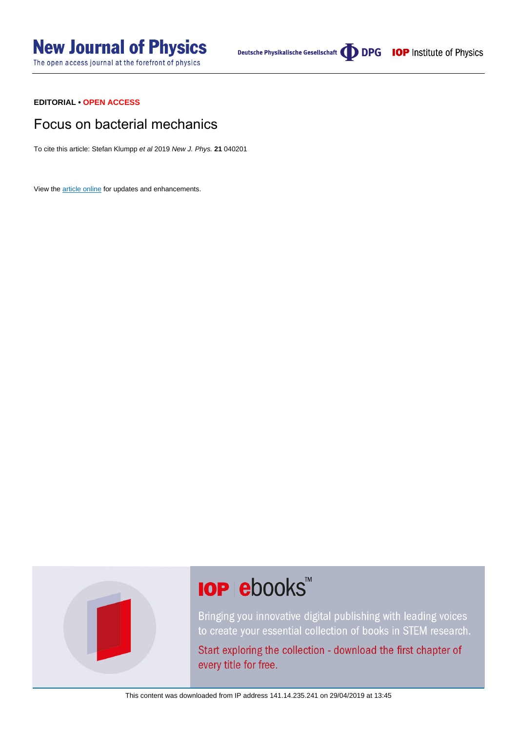**EDITORIAL** • **OPEN ACCESS**

# Focus on bacterial mechanics

To cite this article: Stefan Klumpp *et al* 2019 *New J. Phys.* **21** 040201

View the article online for updates and enhancements.

This content was downloaded from IP address 141.14.235.241 on 29/04/2019 at 13:45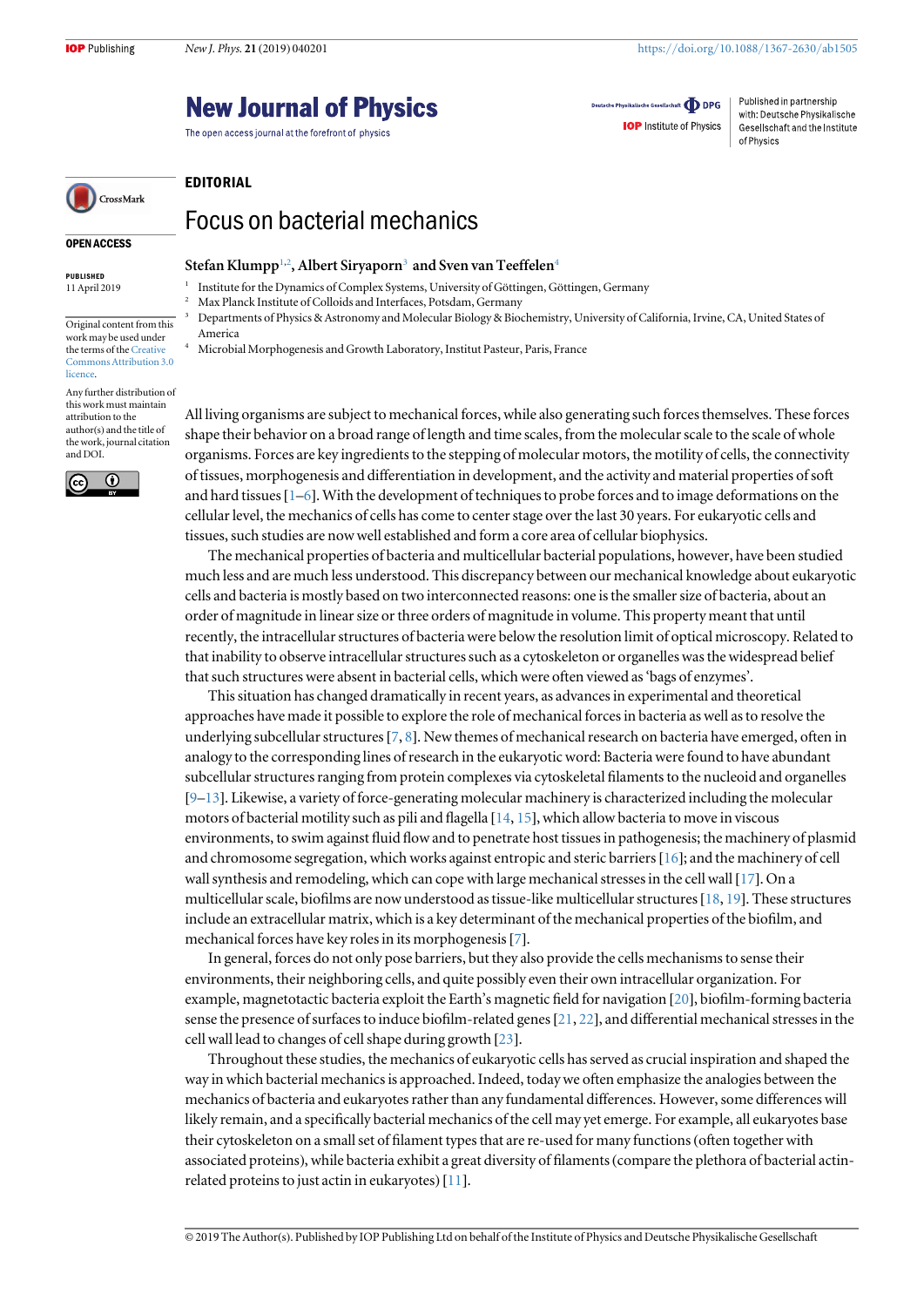EDITORIAL

# Focus on bacterial mechanics

**Stefan Klumpp**[1,2], **Albert Siryaporn**[3] **and Sven van Teeffelen**[4]

[1] Institute for the Dynamics of Complex Systems, University of Göttingen, Göttingen, Germany
[2] Max Planck Institute of Colloids and Interfaces, Potsdam, Germany
[3] Departments of Physics & Astronomy and Molecular Biology & Biochemistry, University of California, Irvine, CA, United States of America
[4] Microbial Morphogenesis and Growth Laboratory, Institut Pasteur, Paris, France

**OPEN ACCESS**

**PUBLISHED**
11 April 2019

Original content from this work may be used under the terms of the Creative Commons Attribution 3.0 licence.

Any further distribution of this work must maintain attribution to the author(s) and the title of the work, journal citation and DOI.

All living organisms are subject to mechanical forces, while also generating such forces themselves. These forces shape their behavior on a broad range of length and time scales, from the molecular scale to the scale of whole organisms. Forces are key ingredients to the stepping of molecular motors, the motility of cells, the connectivity of tissues, morphogenesis and differentiation in development, and the activity and material properties of soft and hard tissues [1–6]. With the development of techniques to probe forces and to image deformations on the cellular level, the mechanics of cells has come to center stage over the last 30 years. For eukaryotic cells and tissues, such studies are now well established and form a core area of cellular biophysics.

The mechanical properties of bacteria and multicellular bacterial populations, however, have been studied much less and are much less understood. This discrepancy between our mechanical knowledge about eukaryotic cells and bacteria is mostly based on two interconnected reasons: one is the smaller size of bacteria, about an order of magnitude in linear size or three orders of magnitude in volume. This property meant that until recently, the intracellular structures of bacteria were below the resolution limit of optical microscopy. Related to that inability to observe intracellular structures such as a cytoskeleton or organelles was the widespread belief that such structures were absent in bacterial cells, which were often viewed as 'bags of enzymes'.

This situation has changed dramatically in recent years, as advances in experimental and theoretical approaches have made it possible to explore the role of mechanical forces in bacteria as well as to resolve the underlying subcellular structures [7, 8]. New themes of mechanical research on bacteria have emerged, often in analogy to the corresponding lines of research in the eukaryotic word: Bacteria were found to have abundant subcellular structures ranging from protein complexes via cytoskeletal filaments to the nucleoid and organelles [9–13]. Likewise, a variety of force-generating molecular machinery is characterized including the molecular motors of bacterial motility such as pili and flagella [14, 15], which allow bacteria to move in viscous environments, to swim against fluid flow and to penetrate host tissues in pathogenesis; the machinery of plasmid and chromosome segregation, which works against entropic and steric barriers [16]; and the machinery of cell wall synthesis and remodeling, which can cope with large mechanical stresses in the cell wall [17]. On a multicellular scale, biofilms are now understood as tissue-like multicellular structures [18, 19]. These structures include an extracellular matrix, which is a key determinant of the mechanical properties of the biofilm, and mechanical forces have key roles in its morphogenesis [7].

In general, forces do not only pose barriers, but they also provide the cells mechanisms to sense their environments, their neighboring cells, and quite possibly even their own intracellular organization. For example, magnetotactic bacteria exploit the Earth's magnetic field for navigation [20], biofilm-forming bacteria sense the presence of surfaces to induce biofilm-related genes [21, 22], and differential mechanical stresses in the cell wall lead to changes of cell shape during growth [23].

Throughout these studies, the mechanics of eukaryotic cells has served as crucial inspiration and shaped the way in which bacterial mechanics is approached. Indeed, today we often emphasize the analogies between the mechanics of bacteria and eukaryotes rather than any fundamental differences. However, some differences will likely remain, and a specifically bacterial mechanics of the cell may yet emerge. For example, all eukaryotes base their cytoskeleton on a small set of filament types that are re-used for many functions (often together with associated proteins), while bacteria exhibit a great diversity of filaments (compare the plethora of bacterial actin-related proteins to just actin in eukaryotes) [11].

© 2019 The Author(s). Published by IOP Publishing Ltd on behalf of the Institute of Physics and Deutsche Physikalische Gesellschaft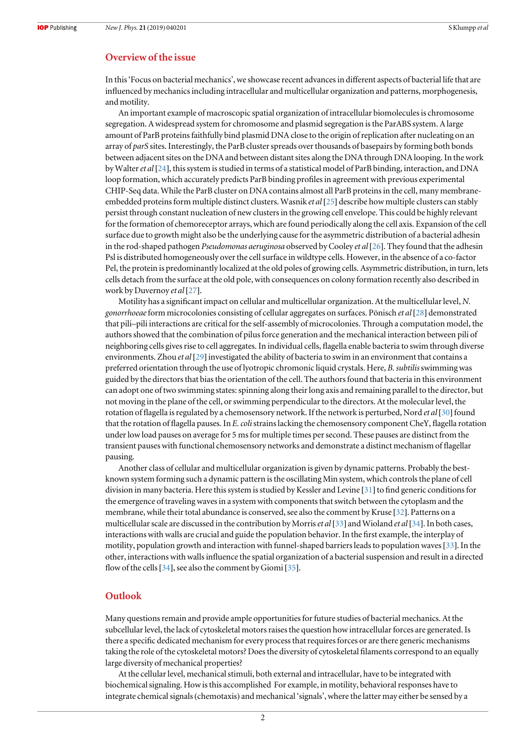## Overview of the issue

In this 'Focus on bacterial mechanics', we showcase recent advances in different aspects of bacterial life that are influenced by mechanics including intracellular and multicellular organization and patterns, morphogenesis, and motility.

An important example of macroscopic spatial organization of intracellular biomolecules is chromosome segregation. A widespread system for chromosome and plasmid segregation is the ParABS system. A large amount of ParB proteins faithfully bind plasmid DNA close to the origin of replication after nucleating on an array of *parS* sites. Interestingly, the ParB cluster spreads over thousands of basepairs by forming both bonds between adjacent sites on the DNA and between distant sites along the DNA through DNA looping. In the work by Walter *et al* [24], this system is studied in terms of a statistical model of ParB binding, interaction, and DNA loop formation, which accurately predicts ParB binding profiles in agreement with previous experimental CHIP-Seq data. While the ParB cluster on DNA contains almost all ParB proteins in the cell, many membrane-embedded proteins form multiple distinct clusters. Wasnik *et al* [25] describe how multiple clusters can stably persist through constant nucleation of new clusters in the growing cell envelope. This could be highly relevant for the formation of chemoreceptor arrays, which are found periodically along the cell axis. Expansion of the cell surface due to growth might also be the underlying cause for the asymmetric distribution of a bacterial adhesin in the rod-shaped pathogen *Pseudomonas aeruginosa* observed by Cooley *et al* [26]. They found that the adhesin Psl is distributed homogeneously over the cell surface in wildtype cells. However, in the absence of a co-factor Pel, the protein is predominantly localized at the old poles of growing cells. Asymmetric distribution, in turn, lets cells detach from the surface at the old pole, with consequences on colony formation recently also described in work by Duvernoy *et al* [27].

Motility has a significant impact on cellular and multicellular organization. At the multicellular level, *N. gonorrhoeae* form microcolonies consisting of cellular aggregates on surfaces. Pönisch *et al* [28] demonstrated that pili–pili interactions are critical for the self-assembly of microcolonies. Through a computation model, the authors showed that the combination of pilus force generation and the mechanical interaction between pili of neighboring cells gives rise to cell aggregates. In individual cells, flagella enable bacteria to swim through diverse environments. Zhou *et al* [29] investigated the ability of bacteria to swim in an environment that contains a preferred orientation through the use of lyotropic chromonic liquid crystals. Here, *B. subtilis* swimming was guided by the directors that bias the orientation of the cell. The authors found that bacteria in this environment can adopt one of two swimming states: spinning along their long axis and remaining parallel to the director, but not moving in the plane of the cell, or swimming perpendicular to the directors. At the molecular level, the rotation of flagella is regulated by a chemosensory network. If the network is perturbed, Nord *et al* [30] found that the rotation of flagella pauses. In *E. coli* strains lacking the chemosensory component CheY, flagella rotation under low load pauses on average for 5 ms for multiple times per second. These pauses are distinct from the transient pauses with functional chemosensory networks and demonstrate a distinct mechanism of flagellar pausing.

Another class of cellular and multicellular organization is given by dynamic patterns. Probably the best-known system forming such a dynamic pattern is the oscillating Min system, which controls the plane of cell division in many bacteria. Here this system is studied by Kessler and Levine [31] to find generic conditions for the emergence of traveling waves in a system with components that switch between the cytoplasm and the membrane, while their total abundance is conserved, see also the comment by Kruse [32]. Patterns on a multicellular scale are discussed in the contribution by Morris *et al* [33] and Wioland *et al* [34]. In both cases, interactions with walls are crucial and guide the population behavior. In the first example, the interplay of motility, population growth and interaction with funnel-shaped barriers leads to population waves [33]. In the other, interactions with walls influence the spatial organization of a bacterial suspension and result in a directed flow of the cells [34], see also the comment by Giomi [35].

## Outlook

Many questions remain and provide ample opportunities for future studies of bacterial mechanics. At the subcellular level, the lack of cytoskeletal motors raises the question how intracellular forces are generated. Is there a specific dedicated mechanism for every process that requires forces or are there generic mechanisms taking the role of the cytoskeletal motors? Does the diversity of cytoskeletal filaments correspond to an equally large diversity of mechanical properties?

At the cellular level, mechanical stimuli, both external and intracellular, have to be integrated with biochemical signaling. How is this accomplished For example, in motility, behavioral responses have to integrate chemical signals (chemotaxis) and mechanical 'signals', where the latter may either be sensed by a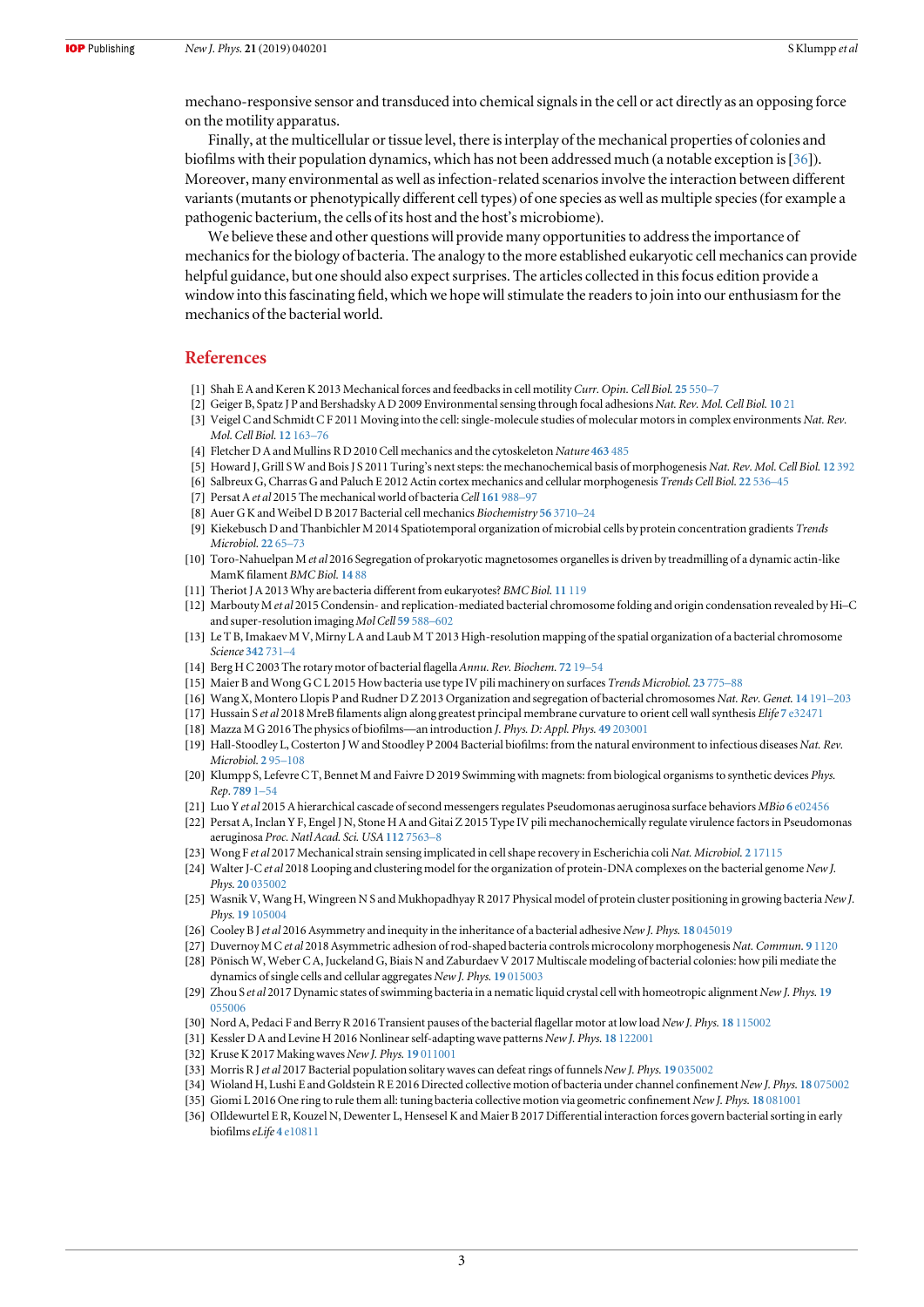mechano-responsive sensor and transduced into chemical signals in the cell or act directly as an opposing force on the motility apparatus.

Finally, at the multicellular or tissue level, there is interplay of the mechanical properties of colonies and biofilms with their population dynamics, which has not been addressed much (a notable exception is [36]). Moreover, many environmental as well as infection-related scenarios involve the interaction between different variants (mutants or phenotypically different cell types) of one species as well as multiple species (for example a pathogenic bacterium, the cells of its host and the host's microbiome).

We believe these and other questions will provide many opportunities to address the importance of mechanics for the biology of bacteria. The analogy to the more established eukaryotic cell mechanics can provide helpful guidance, but one should also expect surprises. The articles collected in this focus edition provide a window into this fascinating field, which we hope will stimulate the readers to join into our enthusiasm for the mechanics of the bacterial world.

## References

[1] Shah E A and Keren K 2013 Mechanical forces and feedbacks in cell motility *Curr. Opin. Cell Biol.* **25** 550–7

[2] Geiger B, Spatz J P and Bershadsky A D 2009 Environmental sensing through focal adhesions *Nat. Rev. Mol. Cell Biol.* **10** 21

[3] Veigel C and Schmidt C F 2011 Moving into the cell: single-molecule studies of molecular motors in complex environments *Nat. Rev. Mol. Cell Biol.* **12** 163–76

[4] Fletcher D A and Mullins R D 2010 Cell mechanics and the cytoskeleton *Nature* **463** 485

[5] Howard J, Grill S W and Bois J S 2011 Turing's next steps: the mechanochemical basis of morphogenesis *Nat. Rev. Mol. Cell Biol.* **12** 392

[6] Salbreux G, Charras G and Paluch E 2012 Actin cortex mechanics and cellular morphogenesis *Trends Cell Biol.* **22** 536–45

[7] Persat A *et al* 2015 The mechanical world of bacteria *Cell* **161** 988–97

[8] Auer G K and Weibel D B 2017 Bacterial cell mechanics *Biochemistry* **56** 3710–24

[9] Kiekebusch D and Thanbichler M 2014 Spatiotemporal organization of microbial cells by protein concentration gradients *Trends Microbiol.* **22** 65–73

[10] Toro-Nahuelpan M *et al* 2016 Segregation of prokaryotic magnetosomes organelles is driven by treadmilling of a dynamic actin-like MamK filament *BMC Biol.* **14** 88

[11] Theriot J A 2013 Why are bacteria different from eukaryotes? *BMC Biol.* **11** 119

[12] Marbouty M *et al* 2015 Condensin- and replication-mediated bacterial chromosome folding and origin condensation revealed by Hi–C and super-resolution imaging *Mol Cell* **59** 588–602

[13] Le T B, Imakaev M V, Mirny L A and Laub M T 2013 High-resolution mapping of the spatial organization of a bacterial chromosome *Science* **342** 731–4

[14] Berg H C 2003 The rotary motor of bacterial flagella *Annu. Rev. Biochem.* **72** 19–54

[15] Maier B and Wong G C L 2015 How bacteria use type IV pili machinery on surfaces *Trends Microbiol.* **23** 775–88

[16] Wang X, Montero Llopis P and Rudner D Z 2013 Organization and segregation of bacterial chromosomes *Nat. Rev. Genet.* **14** 191–203

[17] Hussain S *et al* 2018 MreB filaments align along greatest principal membrane curvature to orient cell wall synthesis *Elife* **7** e32471

[18] Mazza M G 2016 The physics of biofilms—an introduction *J. Phys. D: Appl. Phys.* **49** 203001

[19] Hall-Stoodley L, Costerton J W and Stoodley P 2004 Bacterial biofilms: from the natural environment to infectious diseases *Nat. Rev. Microbiol.* **2** 95–108

[20] Klumpp S, Lefevre C T, Bennet M and Faivre D 2019 Swimming with magnets: from biological organisms to synthetic devices *Phys. Rep.* **789** 1–54

[21] Luo Y *et al* 2015 A hierarchical cascade of second messengers regulates Pseudomonas aeruginosa surface behaviors *MBio* **6** e02456

[22] Persat A, Inclan Y F, Engel J N, Stone H A and Gitai Z 2015 Type IV pili mechanochemically regulate virulence factors in Pseudomonas aeruginosa *Proc. Natl Acad. Sci. USA* **112** 7563–8

[23] Wong F *et al* 2017 Mechanical strain sensing implicated in cell shape recovery in Escherichia coli *Nat. Microbiol.* **2** 17115

[24] Walter J-C *et al* 2018 Looping and clustering model for the organization of protein-DNA complexes on the bacterial genome *New J. Phys.* **20** 035002

[25] Wasnik V, Wang H, Wingreen N S and Mukhopadhyay R 2017 Physical model of protein cluster positioning in growing bacteria *New J. Phys.* **19** 105004

[26] Cooley B J *et al* 2016 Asymmetry and inequity in the inheritance of a bacterial adhesive *New J. Phys.* **18** 045019

[27] Duvernoy M C *et al* 2018 Asymmetric adhesion of rod-shaped bacteria controls microcolony morphogenesis *Nat. Commun.* **9** 1120

[28] Pönisch W, Weber C A, Juckeland G, Biais N and Zaburdaev V 2017 Multiscale modeling of bacterial colonies: how pili mediate the dynamics of single cells and cellular aggregates *New J. Phys.* **19** 015003

[29] Zhou S *et al* 2017 Dynamic states of swimming bacteria in a nematic liquid crystal cell with homeotropic alignment *New J. Phys.* **19** 055006

[30] Nord A, Pedaci F and Berry R 2016 Transient pauses of the bacterial flagellar motor at low load *New J. Phys.* **18** 115002

[31] Kessler D A and Levine H 2016 Nonlinear self-adapting wave patterns *New J. Phys.* **18** 122001

[32] Kruse K 2017 Making waves *New J. Phys.* **19** 011001

[33] Morris R J *et al* 2017 Bacterial population solitary waves can defeat rings of funnels *New J. Phys.* **19** 035002

[34] Wioland H, Lushi E and Goldstein R E 2016 Directed collective motion of bacteria under channel confinement *New J. Phys.* **18** 075002

[35] Giomi L 2016 One ring to rule them all: tuning bacteria collective motion via geometric confinement *New J. Phys.* **18** 081001

[36] Olldewurtel E R, Kouzel N, Dewenter L, Hensesel K and Maier B 2017 Differential interaction forces govern bacterial sorting in early biofilms *eLife* **4** e10811